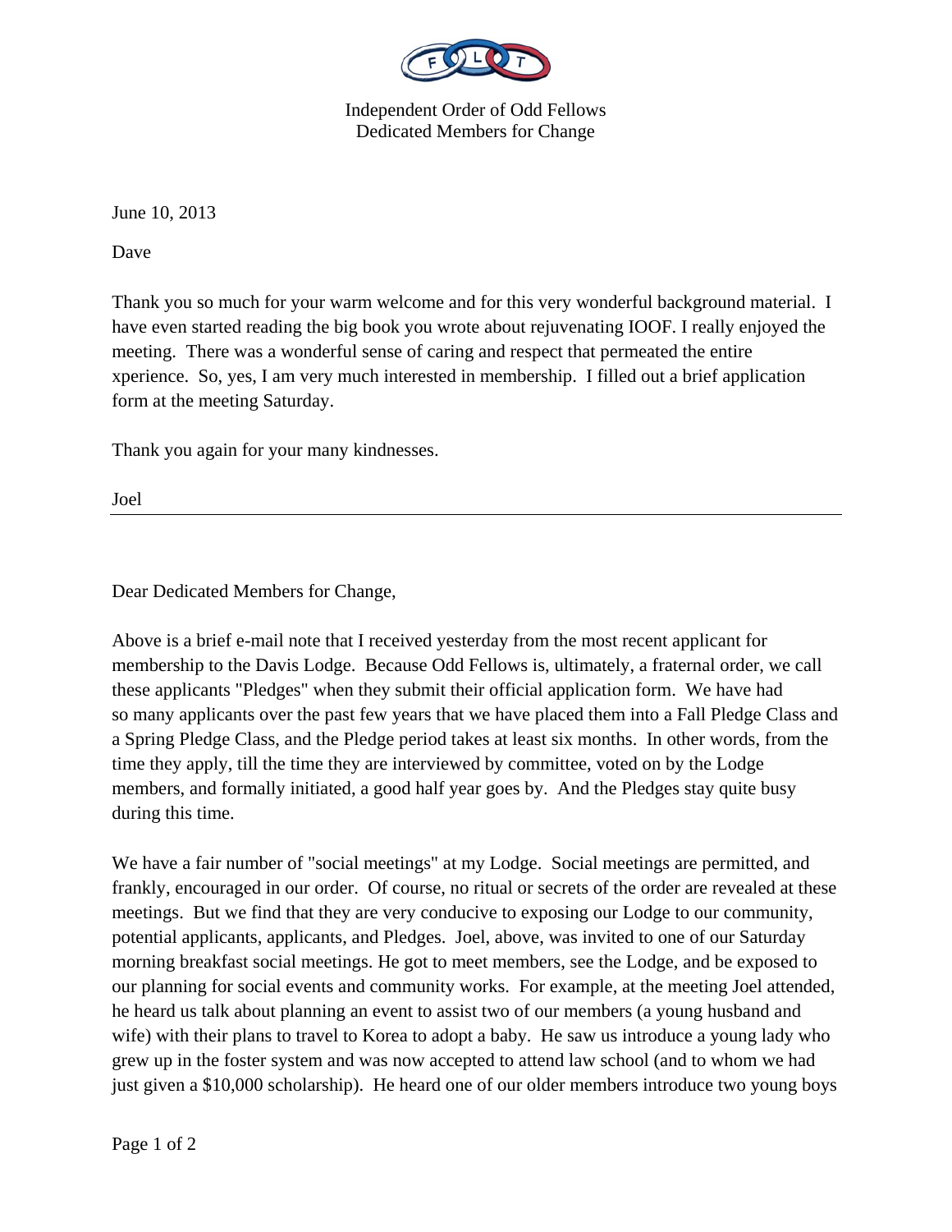Independent Order of Odd Fellows
Dedicated Members for Change

June 10, 2013

Dave

Thank you so much for your warm welcome and for this very wonderful background material. I have even started reading the big book you wrote about rejuvenating IOOF. I really enjoyed the meeting. There was a wonderful sense of caring and respect that permeated the entire xperience. So, yes, I am very much interested in membership. I filled out a brief application form at the meeting Saturday.

Thank you again for your many kindnesses.

Joel

---

Dear Dedicated Members for Change,

Above is a brief e-mail note that I received yesterday from the most recent applicant for membership to the Davis Lodge. Because Odd Fellows is, ultimately, a fraternal order, we call these applicants "Pledges" when they submit their official application form. We have had so many applicants over the past few years that we have placed them into a Fall Pledge Class and a Spring Pledge Class, and the Pledge period takes at least six months. In other words, from the time they apply, till the time they are interviewed by committee, voted on by the Lodge members, and formally initiated, a good half year goes by. And the Pledges stay quite busy during this time.

We have a fair number of "social meetings" at my Lodge. Social meetings are permitted, and frankly, encouraged in our order. Of course, no ritual or secrets of the order are revealed at these meetings. But we find that they are very conducive to exposing our Lodge to our community, potential applicants, applicants, and Pledges. Joel, above, was invited to one of our Saturday morning breakfast social meetings. He got to meet members, see the Lodge, and be exposed to our planning for social events and community works. For example, at the meeting Joel attended, he heard us talk about planning an event to assist two of our members (a young husband and wife) with their plans to travel to Korea to adopt a baby. He saw us introduce a young lady who grew up in the foster system and was now accepted to attend law school (and to whom we had just given a $10,000 scholarship). He heard one of our older members introduce two young boys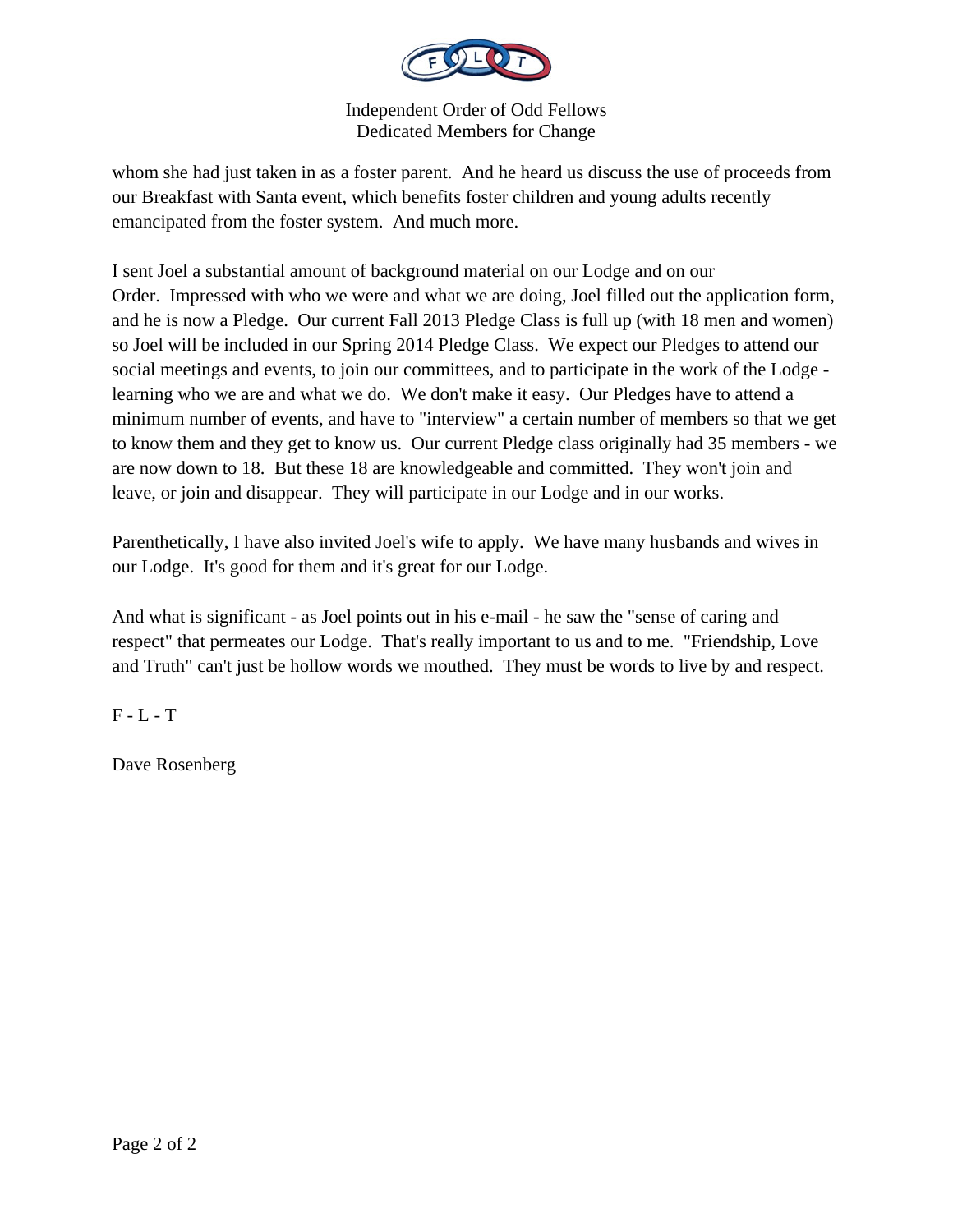whom she had just taken in as a foster parent. And he heard us discuss the use of proceeds from our Breakfast with Santa event, which benefits foster children and young adults recently emancipated from the foster system. And much more.

I sent Joel a substantial amount of background material on our Lodge and on our Order. Impressed with who we were and what we are doing, Joel filled out the application form, and he is now a Pledge. Our current Fall 2013 Pledge Class is full up (with 18 men and women) so Joel will be included in our Spring 2014 Pledge Class. We expect our Pledges to attend our social meetings and events, to join our committees, and to participate in the work of the Lodge - learning who we are and what we do. We don't make it easy. Our Pledges have to attend a minimum number of events, and have to "interview" a certain number of members so that we get to know them and they get to know us. Our current Pledge class originally had 35 members - we are now down to 18. But these 18 are knowledgeable and committed. They won't join and leave, or join and disappear. They will participate in our Lodge and in our works.

Parenthetically, I have also invited Joel's wife to apply. We have many husbands and wives in our Lodge. It's good for them and it's great for our Lodge.

And what is significant - as Joel points out in his e-mail - he saw the "sense of caring and respect" that permeates our Lodge. That's really important to us and to me. "Friendship, Love and Truth" can't just be hollow words we mouthed. They must be words to live by and respect.

F - L - T

Dave Rosenberg